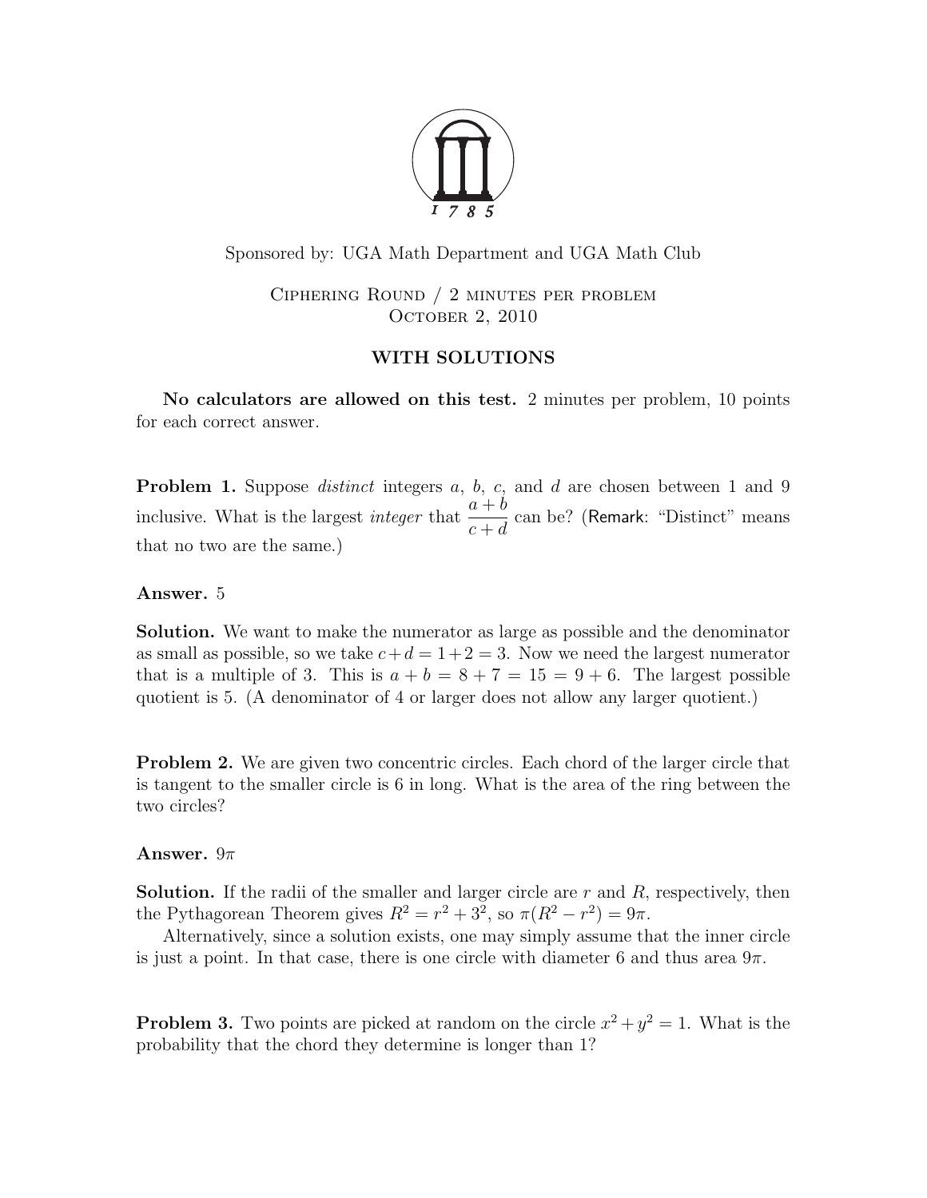Sponsored by: UGA Math Department and UGA Math Club

Ciphering Round / 2 minutes per problem
October 2, 2010

**WITH SOLUTIONS**

**No calculators are allowed on this test.** 2 minutes per problem, 10 points for each correct answer.

**Problem 1.** Suppose *distinct* integers $a$, $b$, $c$, and $d$ are chosen between 1 and 9 inclusive. What is the largest *integer* that $\frac{a+b}{c+d}$ can be? (Remark: "Distinct" means that no two are the same.)

**Answer.** 5

**Solution.** We want to make the numerator as large as possible and the denominator as small as possible, so we take $c+d = 1+2 = 3$. Now we need the largest numerator that is a multiple of 3. This is $a+b = 8+7 = 15 = 9+6$. The largest possible quotient is 5. (A denominator of 4 or larger does not allow any larger quotient.)

**Problem 2.** We are given two concentric circles. Each chord of the larger circle that is tangent to the smaller circle is 6 in long. What is the area of the ring between the two circles?

**Answer.** $9\pi$

**Solution.** If the radii of the smaller and larger circle are $r$ and $R$, respectively, then the Pythagorean Theorem gives $R^2 = r^2 + 3^2$, so $\pi(R^2 - r^2) = 9\pi$.

Alternatively, since a solution exists, one may simply assume that the inner circle is just a point. In that case, there is one circle with diameter 6 and thus area $9\pi$.

**Problem 3.** Two points are picked at random on the circle $x^2 + y^2 = 1$. What is the probability that the chord they determine is longer than 1?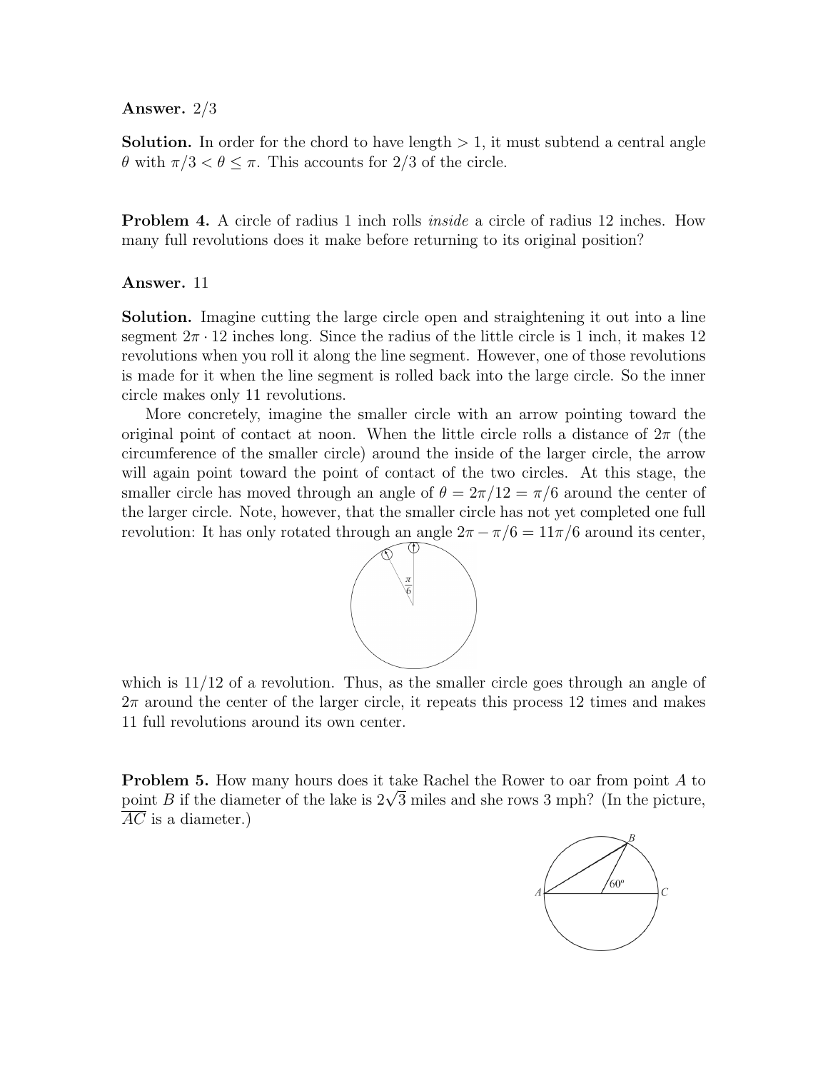**Answer.** 2/3

**Solution.** In order for the chord to have length $> 1$, it must subtend a central angle $\theta$ with $\pi/3 < \theta \leq \pi$. This accounts for 2/3 of the circle.

**Problem 4.** A circle of radius 1 inch rolls *inside* a circle of radius 12 inches. How many full revolutions does it make before returning to its original position?

**Answer.** 11

**Solution.** Imagine cutting the large circle open and straightening it out into a line segment $2\pi \cdot 12$ inches long. Since the radius of the little circle is 1 inch, it makes 12 revolutions when you roll it along the line segment. However, one of those revolutions is made for it when the line segment is rolled back into the large circle. So the inner circle makes only 11 revolutions.

More concretely, imagine the smaller circle with an arrow pointing toward the original point of contact at noon. When the little circle rolls a distance of $2\pi$ (the circumference of the smaller circle) around the inside of the larger circle, the arrow will again point toward the point of contact of the two circles. At this stage, the smaller circle has moved through an angle of $\theta = 2\pi/12 = \pi/6$ around the center of the larger circle. Note, however, that the smaller circle has not yet completed one full revolution: It has only rotated through an angle $2\pi - \pi/6 = 11\pi/6$ around its center, which is 11/12 of a revolution. Thus, as the smaller circle goes through an angle of $2\pi$ around the center of the larger circle, it repeats this process 12 times and makes 11 full revolutions around its own center.

**Problem 5.** How many hours does it take Rachel the Rower to oar from point $A$ to point $B$ if the diameter of the lake is $2\sqrt{3}$ miles and she rows 3 mph? (In the picture, $\overline{AC}$ is a diameter.)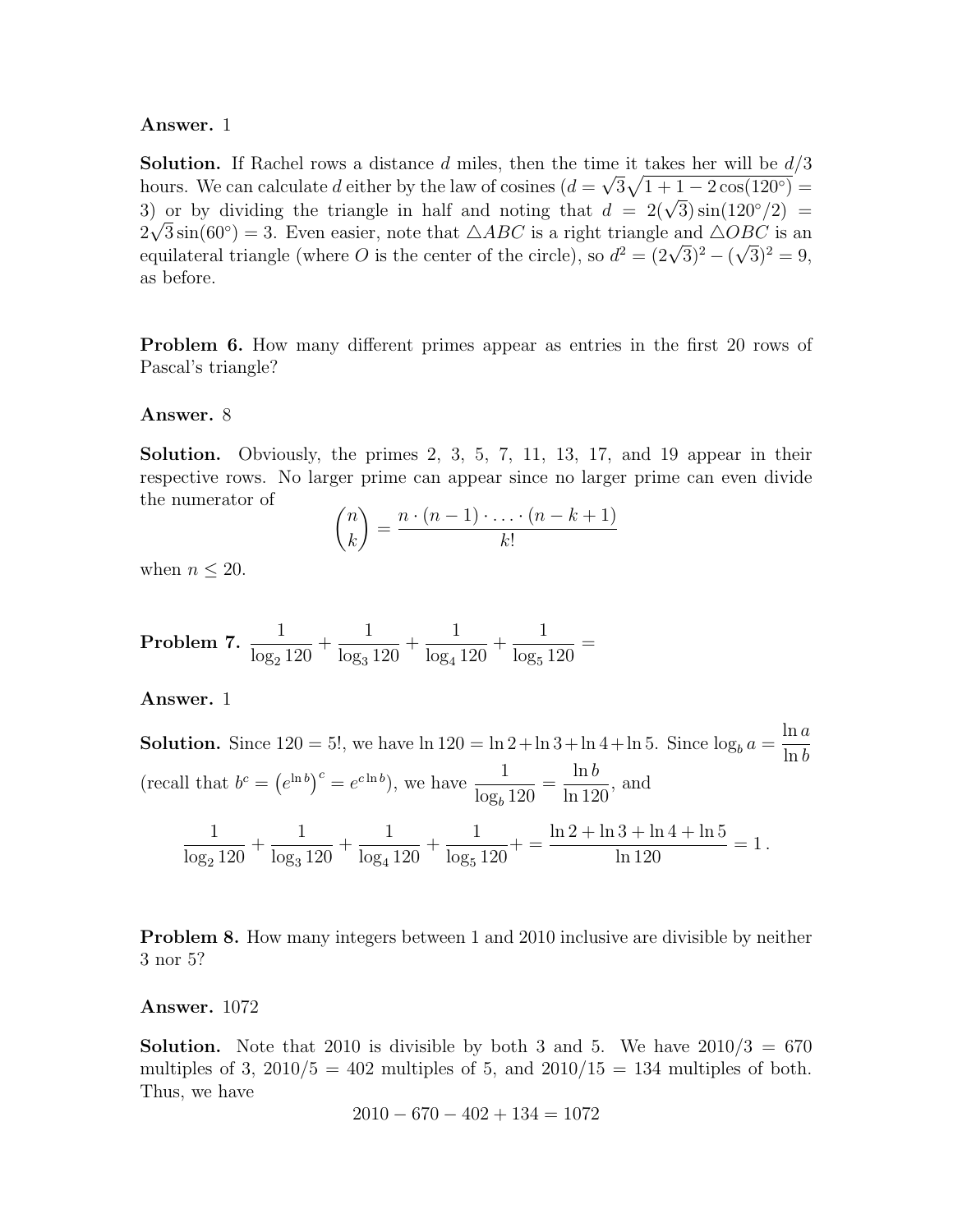**Answer.** 1

**Solution.** If Rachel rows a distance $d$ miles, then the time it takes her will be $d/3$ hours. We can calculate $d$ either by the law of cosines ($d = \sqrt{3}\sqrt{1+1-2\cos(120^\circ)} = 3$) or by dividing the triangle in half and noting that $d = 2(\sqrt{3})\sin(120^\circ/2) = 2\sqrt{3}\sin(60^\circ) = 3$. Even easier, note that $\triangle ABC$ is a right triangle and $\triangle OBC$ is an equilateral triangle (where $O$ is the center of the circle), so $d^2 = (2\sqrt{3})^2 - (\sqrt{3})^2 = 9$, as before.

**Problem 6.** How many different primes appear as entries in the first 20 rows of Pascal's triangle?

**Answer.** 8

**Solution.** Obviously, the primes 2, 3, 5, 7, 11, 13, 17, and 19 appear in their respective rows. No larger prime can appear since no larger prime can even divide the numerator of

$$\binom{n}{k} = \frac{n \cdot (n-1) \cdot \ldots \cdot (n-k+1)}{k!}$$

when $n \leq 20$.

**Problem 7.** $\dfrac{1}{\log_2 120} + \dfrac{1}{\log_3 120} + \dfrac{1}{\log_4 120} + \dfrac{1}{\log_5 120} =$

**Answer.** 1

**Solution.** Since $120 = 5!$, we have $\ln 120 = \ln 2 + \ln 3 + \ln 4 + \ln 5$. Since $\log_b a = \dfrac{\ln a}{\ln b}$ (recall that $b^c = \left(e^{\ln b}\right)^c = e^{c \ln b}$), we have $\dfrac{1}{\log_b 120} = \dfrac{\ln b}{\ln 120}$, and

$$\frac{1}{\log_2 120} + \frac{1}{\log_3 120} + \frac{1}{\log_4 120} + \frac{1}{\log_5 120} + = \frac{\ln 2 + \ln 3 + \ln 4 + \ln 5}{\ln 120} = 1\,.$$

**Problem 8.** How many integers between 1 and 2010 inclusive are divisible by neither 3 nor 5?

**Answer.** 1072

**Solution.** Note that 2010 is divisible by both 3 and 5. We have $2010/3 = 670$ multiples of 3, $2010/5 = 402$ multiples of 5, and $2010/15 = 134$ multiples of both. Thus, we have

$$2010 - 670 - 402 + 134 = 1072$$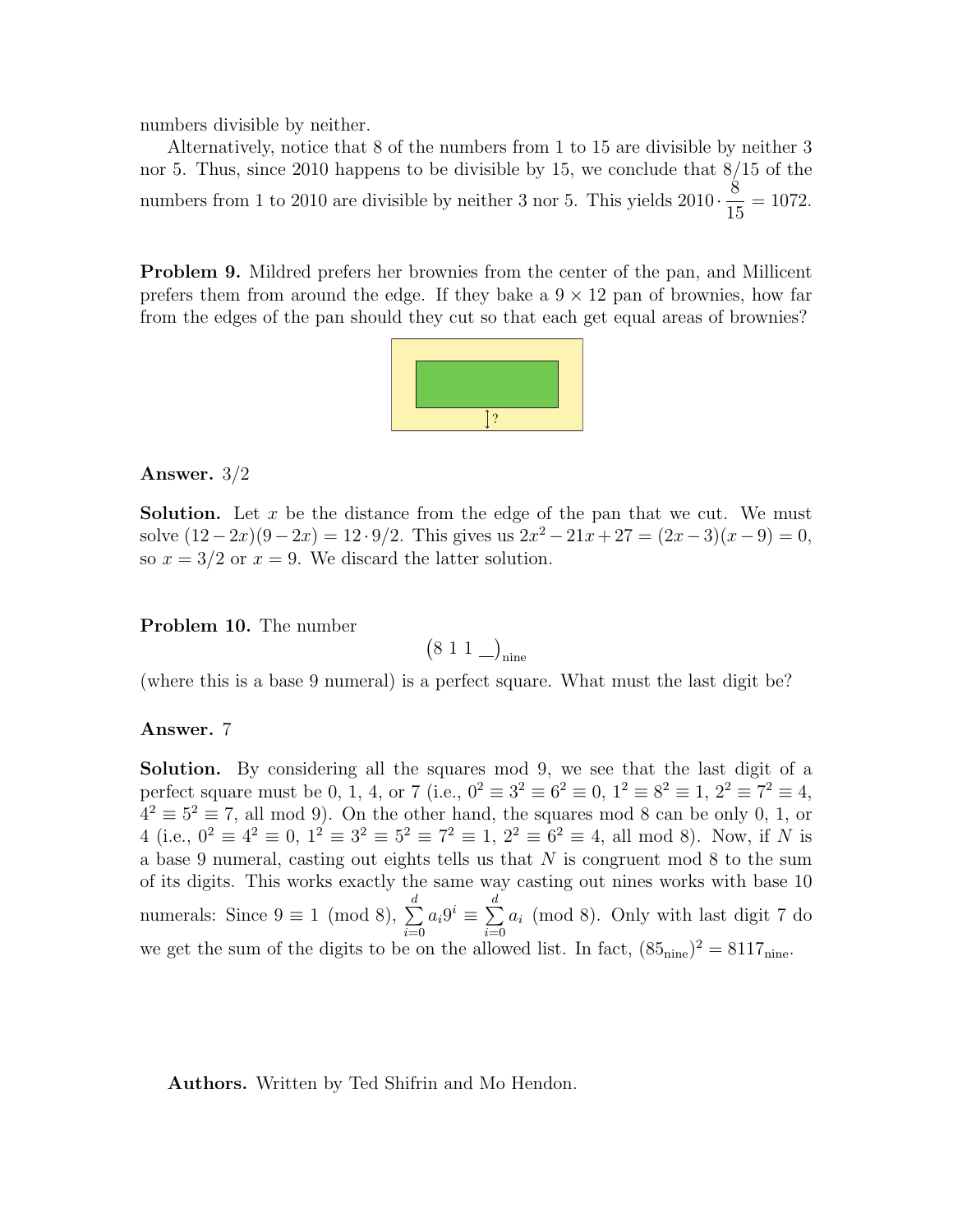numbers divisible by neither.

Alternatively, notice that 8 of the numbers from 1 to 15 are divisible by neither 3 nor 5. Thus, since 2010 happens to be divisible by 15, we conclude that 8/15 of the numbers from 1 to 2010 are divisible by neither 3 nor 5. This yields $2010 \cdot \dfrac{8}{15} = 1072$.

**Problem 9.** Mildred prefers her brownies from the center of the pan, and Millicent prefers them from around the edge. If they bake a $9 \times 12$ pan of brownies, how far from the edges of the pan should they cut so that each get equal areas of brownies?

?

**Answer.** 3/2

**Solution.** Let $x$ be the distance from the edge of the pan that we cut. We must solve $(12-2x)(9-2x) = 12 \cdot 9/2$. This gives us $2x^2 - 21x + 27 = (2x-3)(x-9) = 0$, so $x = 3/2$ or $x = 9$. We discard the latter solution.

**Problem 10.** The number

$$\left(8\ 1\ 1\ \_\right)_{\text{nine}}$$

(where this is a base 9 numeral) is a perfect square. What must the last digit be?

**Answer.** 7

**Solution.** By considering all the squares mod 9, we see that the last digit of a perfect square must be 0, 1, 4, or 7 (i.e., $0^2 \equiv 3^2 \equiv 6^2 \equiv 0$, $1^2 \equiv 8^2 \equiv 1$, $2^2 \equiv 7^2 \equiv 4$, $4^2 \equiv 5^2 \equiv 7$, all mod 9). On the other hand, the squares mod 8 can be only 0, 1, or 4 (i.e., $0^2 \equiv 4^2 \equiv 0$, $1^2 \equiv 3^2 \equiv 5^2 \equiv 7^2 \equiv 1$, $2^2 \equiv 6^2 \equiv 4$, all mod 8). Now, if $N$ is a base 9 numeral, casting out eights tells us that $N$ is congruent mod 8 to the sum of its digits. This works exactly the same way casting out nines works with base 10 numerals: Since $9 \equiv 1 \pmod 8$, $\sum_{i=0}^{d} a_i 9^i \equiv \sum_{i=0}^{d} a_i \pmod 8$. Only with last digit 7 do we get the sum of the digits to be on the allowed list. In fact, $(85_{\text{nine}})^2 = 8117_{\text{nine}}$.

**Authors.** Written by Ted Shifrin and Mo Hendon.